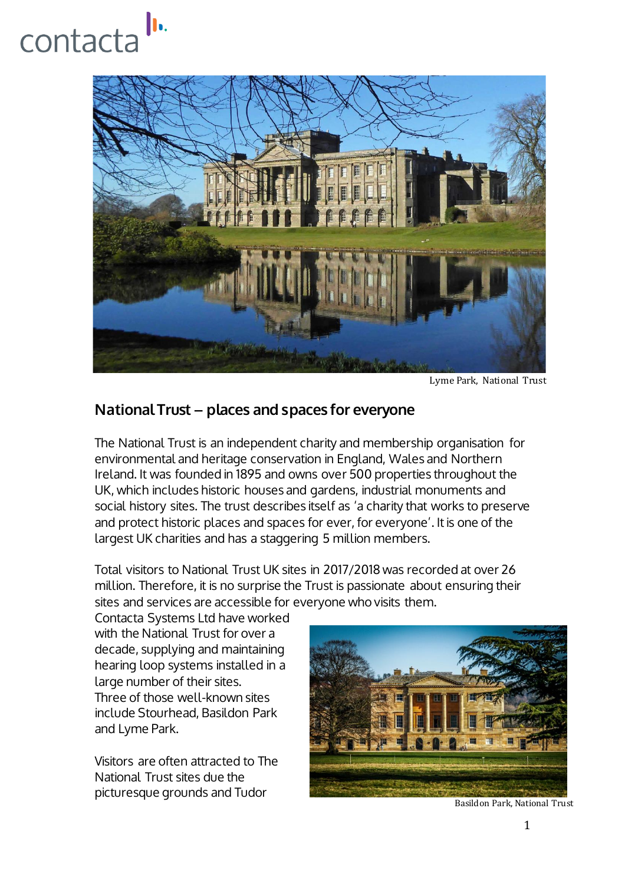contacta

Lyme Park, National Trust

## National Trust – places and spaces for everyone

The National Trust is an independent charity and membership organisation for environmental and heritage conservation in England, Wales and Northern Ireland. It was founded in 1895 and owns over 500 properties throughout the UK, which includes historic houses and gardens, industrial monuments and social history sites. The trust describes itself as 'a charity that works to preserve and protect historic places and spaces for ever, for everyone'. It is one of the largest UK charities and has a staggering 5 million members.

Total visitors to National Trust UK sites in 2017/2018 was recorded at over 26 million. Therefore, it is no surprise the Trust is passionate about ensuring their sites and services are accessible for everyone who visits them.

Contacta Systems Ltd have worked with the National Trust for over a decade, supplying and maintaining hearing loop systems installed in a large number of their sites. Three of those well-known sites include Stourhead, Basildon Park and Lyme Park.

Basildon Park, National Trust

Visitors are often attracted to The National Trust sites due the picturesque grounds and Tudor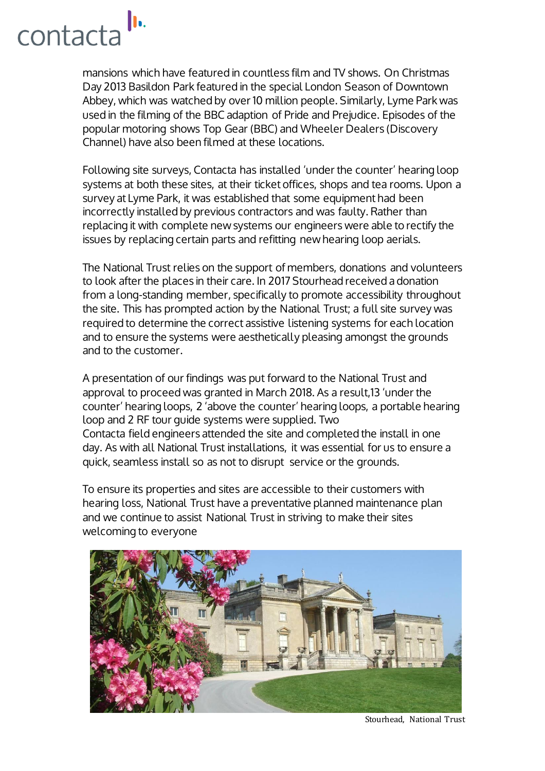mansions which have featured in countless film and TV shows. On Christmas Day 2013 Basildon Park featured in the special London Season of Downtown Abbey, which was watched by over 10 million people. Similarly, Lyme Park was used in the filming of the BBC adaption of Pride and Prejudice. Episodes of the popular motoring shows Top Gear (BBC) and Wheeler Dealers (Discovery Channel) have also been filmed at these locations.

Following site surveys, Contacta has installed 'under the counter' hearing loop systems at both these sites, at their ticket offices, shops and tea rooms. Upon a survey at Lyme Park, it was established that some equipment had been incorrectly installed by previous contractors and was faulty. Rather than replacing it with complete new systems our engineers were able to rectify the issues by replacing certain parts and refitting new hearing loop aerials.

The National Trust relies on the support of members, donations and volunteers to look after the places in their care. In 2017 Stourhead received a donation from a long-standing member, specifically to promote accessibility throughout the site. This has prompted action by the National Trust; a full site survey was required to determine the correct assistive listening systems for each location and to ensure the systems were aesthetically pleasing amongst the grounds and to the customer.

A presentation of our findings was put forward to the National Trust and approval to proceed was granted in March 2018. As a result,13 'under the counter' hearing loops, 2 'above the counter' hearing loops, a portable hearing loop and 2 RF tour guide systems were supplied. Two Contacta field engineers attended the site and completed the install in one day. As with all National Trust installations, it was essential for us to ensure a quick, seamless install so as not to disrupt service or the grounds.

To ensure its properties and sites are accessible to their customers with hearing loss, National Trust have a preventative planned maintenance plan and we continue to assist National Trust in striving to make their sites welcoming to everyone

Stourhead, National Trust